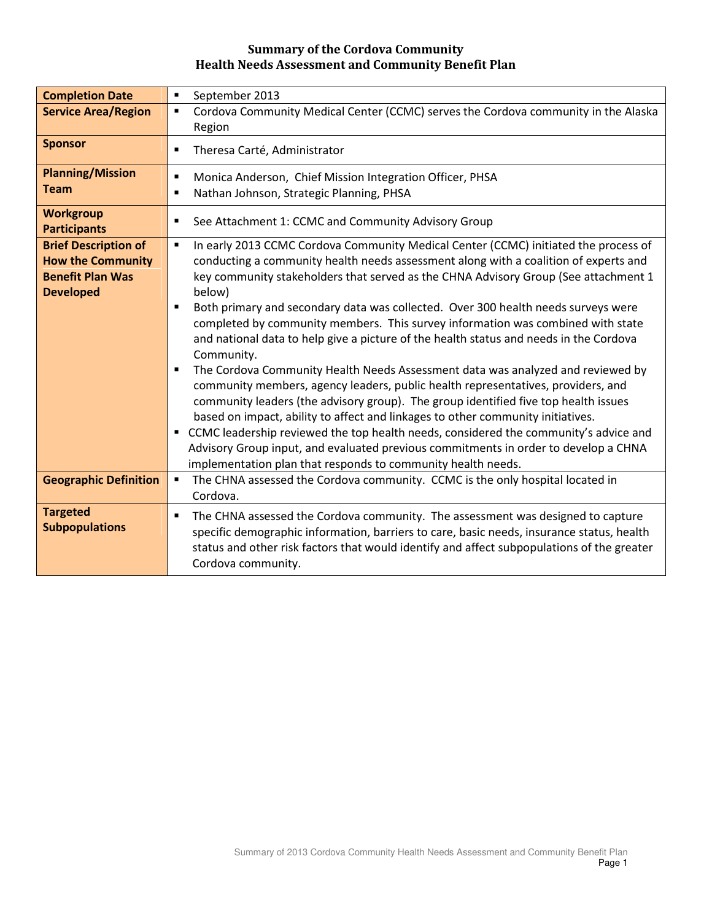# Summary of the Cordova Community Health Needs Assessment and Community Benefit Plan

| | |
|---|---|
| **Completion Date** | ▪ September 2013 |
| **Service Area/Region** | ▪ Cordova Community Medical Center (CCMC) serves the Cordova community in the Alaska Region |
| **Sponsor** | ▪ Theresa Carté, Administrator |
| **Planning/Mission Team** | ▪ Monica Anderson, Chief Mission Integration Officer, PHSA<br>▪ Nathan Johnson, Strategic Planning, PHSA |
| **Workgroup Participants** | ▪ See Attachment 1: CCMC and Community Advisory Group |
| **Brief Description of How the Community Benefit Plan Was Developed** | ▪ In early 2013 CCMC Cordova Community Medical Center (CCMC) initiated the process of conducting a community health needs assessment along with a coalition of experts and key community stakeholders that served as the CHNA Advisory Group (See attachment 1 below)<br>▪ Both primary and secondary data was collected. Over 300 health needs surveys were completed by community members. This survey information was combined with state and national data to help give a picture of the health status and needs in the Cordova Community.<br>▪ The Cordova Community Health Needs Assessment data was analyzed and reviewed by community members, agency leaders, public health representatives, providers, and community leaders (the advisory group). The group identified five top health issues based on impact, ability to affect and linkages to other community initiatives.<br>▪ CCMC leadership reviewed the top health needs, considered the community's advice and Advisory Group input, and evaluated previous commitments in order to develop a CHNA implementation plan that responds to community health needs. |
| **Geographic Definition** | ▪ The CHNA assessed the Cordova community. CCMC is the only hospital located in Cordova. |
| **Targeted Subpopulations** | ▪ The CHNA assessed the Cordova community. The assessment was designed to capture specific demographic information, barriers to care, basic needs, insurance status, health status and other risk factors that would identify and affect subpopulations of the greater Cordova community. |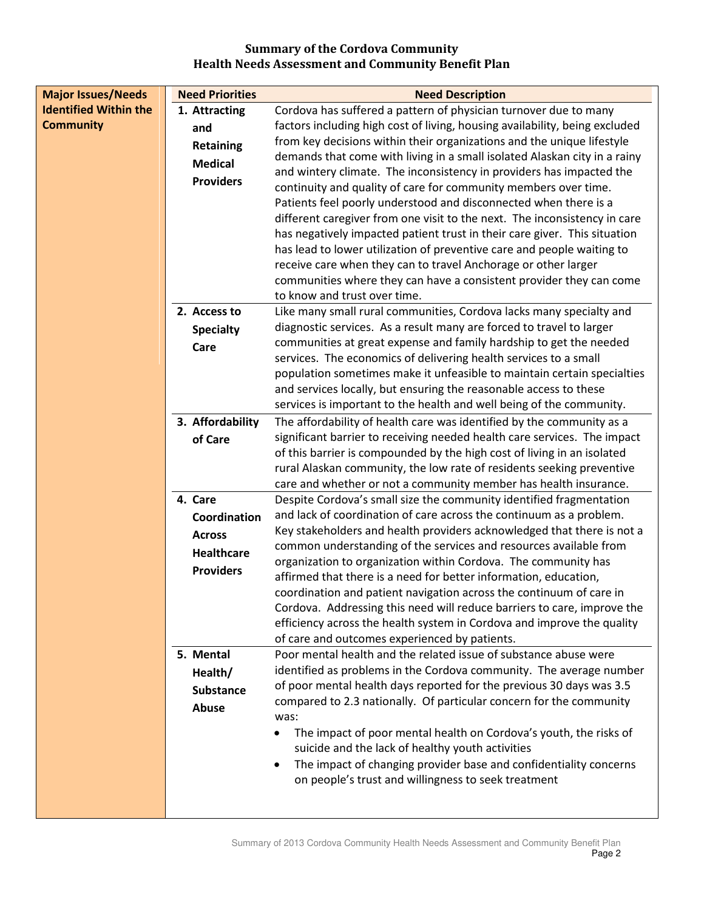# Summary of the Cordova Community Health Needs Assessment and Community Benefit Plan

| Major Issues/Needs Identified Within the Community | Need Priorities | Need Description |
|---|---|---|
| | 1. Attracting and Retaining Medical Providers | Cordova has suffered a pattern of physician turnover due to many factors including high cost of living, housing availability, being excluded from key decisions within their organizations and the unique lifestyle demands that come with living in a small isolated Alaskan city in a rainy and wintery climate. The inconsistency in providers has impacted the continuity and quality of care for community members over time. Patients feel poorly understood and disconnected when there is a different caregiver from one visit to the next. The inconsistency in care has negatively impacted patient trust in their care giver. This situation has lead to lower utilization of preventive care and people waiting to receive care when they can to travel Anchorage or other larger communities where they can have a consistent provider they can come to know and trust over time. |
| | 2. Access to Specialty Care | Like many small rural communities, Cordova lacks many specialty and diagnostic services. As a result many are forced to travel to larger communities at great expense and family hardship to get the needed services. The economics of delivering health services to a small population sometimes make it unfeasible to maintain certain specialties and services locally, but ensuring the reasonable access to these services is important to the health and well being of the community. |
| | 3. Affordability of Care | The affordability of health care was identified by the community as a significant barrier to receiving needed health care services. The impact of this barrier is compounded by the high cost of living in an isolated rural Alaskan community, the low rate of residents seeking preventive care and whether or not a community member has health insurance. |
| | 4. Care Coordination Across Healthcare Providers | Despite Cordova's small size the community identified fragmentation and lack of coordination of care across the continuum as a problem. Key stakeholders and health providers acknowledged that there is not a common understanding of the services and resources available from organization to organization within Cordova. The community has affirmed that there is a need for better information, education, coordination and patient navigation across the continuum of care in Cordova. Addressing this need will reduce barriers to care, improve the efficiency across the health system in Cordova and improve the quality of care and outcomes experienced by patients. |
| | 5. Mental Health/ Substance Abuse | Poor mental health and the related issue of substance abuse were identified as problems in the Cordova community. The average number of poor mental health days reported for the previous 30 days was 3.5 compared to 2.3 nationally. Of particular concern for the community was:<br>• The impact of poor mental health on Cordova's youth, the risks of suicide and the lack of healthy youth activities<br>• The impact of changing provider base and confidentiality concerns on people's trust and willingness to seek treatment |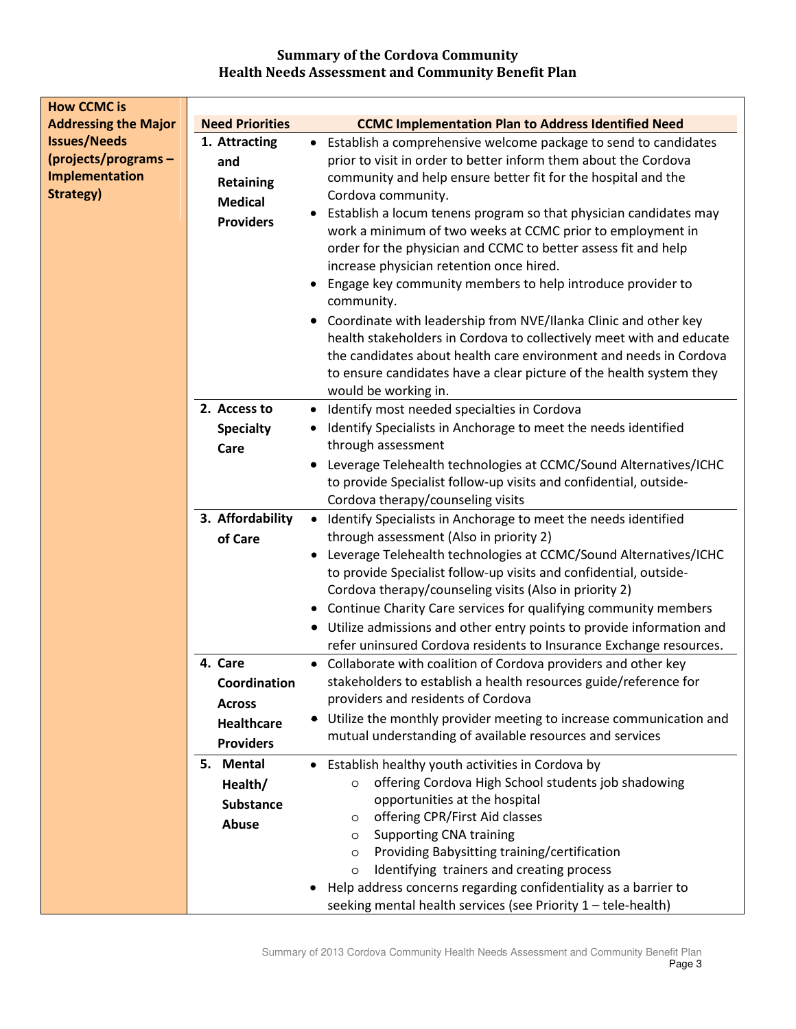# Summary of the Cordova Community Health Needs Assessment and Community Benefit Plan

**How CCMC is Addressing the Major Issues/Needs (projects/programs – Implementation Strategy)**

| Need Priorities | CCMC Implementation Plan to Address Identified Need |
|---|---|
| **1. Attracting and Retaining Medical Providers** | • Establish a comprehensive welcome package to send to candidates prior to visit in order to better inform them about the Cordova community and help ensure better fit for the hospital and the Cordova community.<br>• Establish a locum tenens program so that physician candidates may work a minimum of two weeks at CCMC prior to employment in order for the physician and CCMC to better assess fit and help increase physician retention once hired.<br>• Engage key community members to help introduce provider to community.<br>• Coordinate with leadership from NVE/Ilanka Clinic and other key health stakeholders in Cordova to collectively meet with and educate the candidates about health care environment and needs in Cordova to ensure candidates have a clear picture of the health system they would be working in. |
| **2. Access to Specialty Care** | • Identify most needed specialties in Cordova<br>• Identify Specialists in Anchorage to meet the needs identified through assessment<br>• Leverage Telehealth technologies at CCMC/Sound Alternatives/ICHC to provide Specialist follow-up visits and confidential, outside-Cordova therapy/counseling visits |
| **3. Affordability of Care** | • Identify Specialists in Anchorage to meet the needs identified through assessment (Also in priority 2)<br>• Leverage Telehealth technologies at CCMC/Sound Alternatives/ICHC to provide Specialist follow-up visits and confidential, outside-Cordova therapy/counseling visits (Also in priority 2)<br>• Continue Charity Care services for qualifying community members<br>• Utilize admissions and other entry points to provide information and refer uninsured Cordova residents to Insurance Exchange resources. |
| **4. Care Coordination Across Healthcare Providers** | • Collaborate with coalition of Cordova providers and other key stakeholders to establish a health resources guide/reference for providers and residents of Cordova<br>• Utilize the monthly provider meeting to increase communication and mutual understanding of available resources and services |
| **5. Mental Health/ Substance Abuse** | • Establish healthy youth activities in Cordova by<br>&nbsp;&nbsp;&nbsp;&nbsp;○ offering Cordova High School students job shadowing opportunities at the hospital<br>&nbsp;&nbsp;&nbsp;&nbsp;○ offering CPR/First Aid classes<br>&nbsp;&nbsp;&nbsp;&nbsp;○ Supporting CNA training<br>&nbsp;&nbsp;&nbsp;&nbsp;○ Providing Babysitting training/certification<br>&nbsp;&nbsp;&nbsp;&nbsp;○ Identifying trainers and creating process<br>• Help address concerns regarding confidentiality as a barrier to seeking mental health services (see Priority 1 – tele-health) |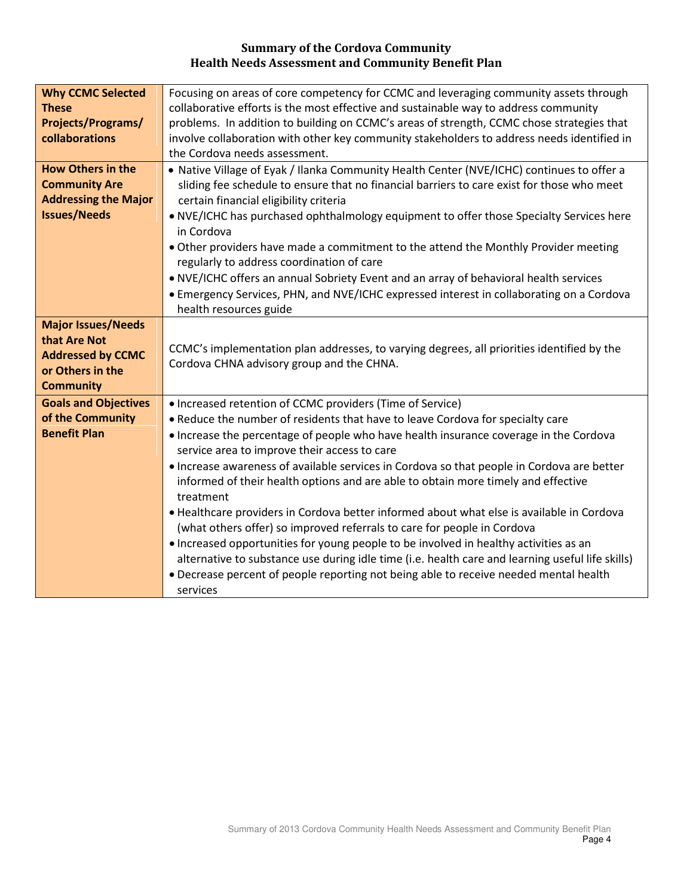# Summary of the Cordova Community Health Needs Assessment and Community Benefit Plan

| | |
|---|---|
| **Why CCMC Selected These Projects/Programs/ collaborations** | Focusing on areas of core competency for CCMC and leveraging community assets through collaborative efforts is the most effective and sustainable way to address community problems. In addition to building on CCMC's areas of strength, CCMC chose strategies that involve collaboration with other key community stakeholders to address needs identified in the Cordova needs assessment. |
| **How Others in the Community Are Addressing the Major Issues/Needs** | • Native Village of Eyak / Ilanka Community Health Center (NVE/ICHC) continues to offer a sliding fee schedule to ensure that no financial barriers to care exist for those who meet certain financial eligibility criteria<br>• NVE/ICHC has purchased ophthalmology equipment to offer those Specialty Services here in Cordova<br>• Other providers have made a commitment to the attend the Monthly Provider meeting regularly to address coordination of care<br>• NVE/ICHC offers an annual Sobriety Event and an array of behavioral health services<br>• Emergency Services, PHN, and NVE/ICHC expressed interest in collaborating on a Cordova health resources guide |
| **Major Issues/Needs that Are Not Addressed by CCMC or Others in the Community** | CCMC's implementation plan addresses, to varying degrees, all priorities identified by the Cordova CHNA advisory group and the CHNA. |
| **Goals and Objectives of the Community Benefit Plan** | • Increased retention of CCMC providers (Time of Service)<br>• Reduce the number of residents that have to leave Cordova for specialty care<br>• Increase the percentage of people who have health insurance coverage in the Cordova service area to improve their access to care<br>• Increase awareness of available services in Cordova so that people in Cordova are better informed of their health options and are able to obtain more timely and effective treatment<br>• Healthcare providers in Cordova better informed about what else is available in Cordova (what others offer) so improved referrals to care for people in Cordova<br>• Increased opportunities for young people to be involved in healthy activities as an alternative to substance use during idle time (i.e. health care and learning useful life skills)<br>• Decrease percent of people reporting not being able to receive needed mental health services |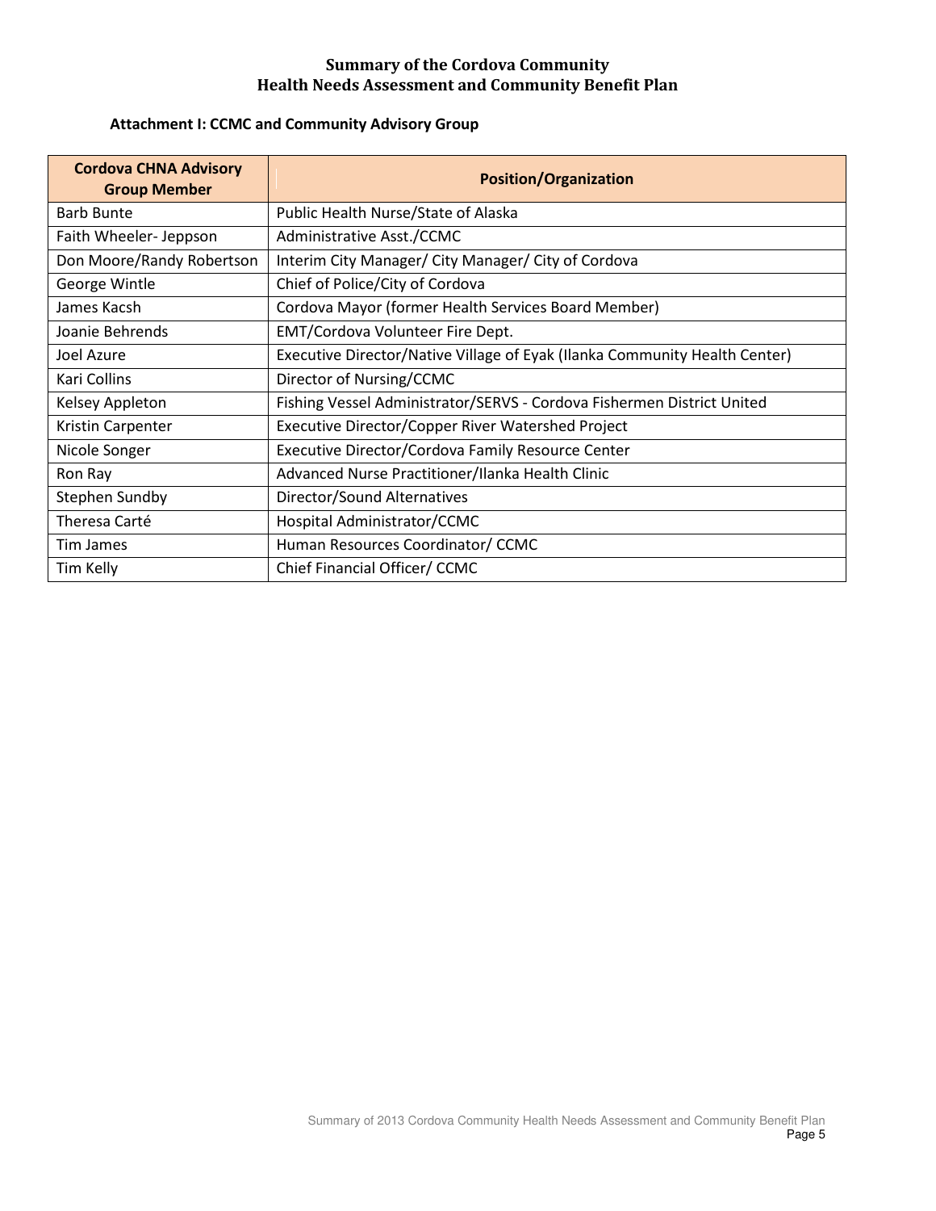# Summary of the Cordova Community Health Needs Assessment and Community Benefit Plan

### Attachment I: CCMC and Community Advisory Group

| Cordova CHNA Advisory Group Member | Position/Organization |
|---|---|
| Barb Bunte | Public Health Nurse/State of Alaska |
| Faith Wheeler- Jeppson | Administrative Asst./CCMC |
| Don Moore/Randy Robertson | Interim City Manager/ City Manager/ City of Cordova |
| George Wintle | Chief of Police/City of Cordova |
| James Kacsh | Cordova Mayor (former Health Services Board Member) |
| Joanie Behrends | EMT/Cordova Volunteer Fire Dept. |
| Joel Azure | Executive Director/Native Village of Eyak (Ilanka Community Health Center) |
| Kari Collins | Director of Nursing/CCMC |
| Kelsey Appleton | Fishing Vessel Administrator/SERVS - Cordova Fishermen District United |
| Kristin Carpenter | Executive Director/Copper River Watershed Project |
| Nicole Songer | Executive Director/Cordova Family Resource Center |
| Ron Ray | Advanced Nurse Practitioner/Ilanka Health Clinic |
| Stephen Sundby | Director/Sound Alternatives |
| Theresa Carté | Hospital Administrator/CCMC |
| Tim James | Human Resources Coordinator/ CCMC |
| Tim Kelly | Chief Financial Officer/ CCMC |